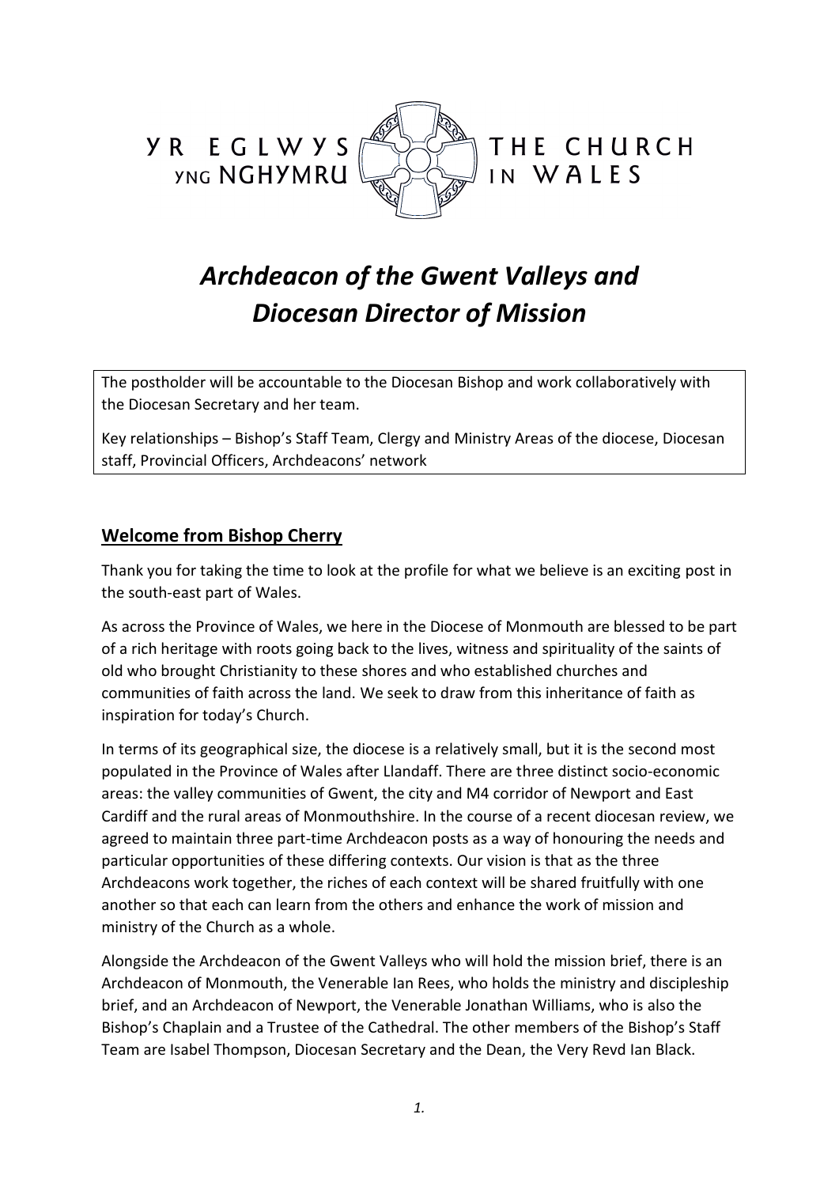YR EGLWYS YNG NGHYMRU | THE CHURCH IN WALES

# *Archdeacon of the Gwent Valleys and Diocesan Director of Mission*

The postholder will be accountable to the Diocesan Bishop and work collaboratively with the Diocesan Secretary and her team.

Key relationships – Bishop's Staff Team, Clergy and Ministry Areas of the diocese, Diocesan staff, Provincial Officers, Archdeacons' network

## Welcome from Bishop Cherry

Thank you for taking the time to look at the profile for what we believe is an exciting post in the south-east part of Wales.

As across the Province of Wales, we here in the Diocese of Monmouth are blessed to be part of a rich heritage with roots going back to the lives, witness and spirituality of the saints of old who brought Christianity to these shores and who established churches and communities of faith across the land. We seek to draw from this inheritance of faith as inspiration for today's Church.

In terms of its geographical size, the diocese is a relatively small, but it is the second most populated in the Province of Wales after Llandaff. There are three distinct socio-economic areas: the valley communities of Gwent, the city and M4 corridor of Newport and East Cardiff and the rural areas of Monmouthshire. In the course of a recent diocesan review, we agreed to maintain three part-time Archdeacon posts as a way of honouring the needs and particular opportunities of these differing contexts. Our vision is that as the three Archdeacons work together, the riches of each context will be shared fruitfully with one another so that each can learn from the others and enhance the work of mission and ministry of the Church as a whole.

Alongside the Archdeacon of the Gwent Valleys who will hold the mission brief, there is an Archdeacon of Monmouth, the Venerable Ian Rees, who holds the ministry and discipleship brief, and an Archdeacon of Newport, the Venerable Jonathan Williams, who is also the Bishop's Chaplain and a Trustee of the Cathedral. The other members of the Bishop's Staff Team are Isabel Thompson, Diocesan Secretary and the Dean, the Very Revd Ian Black.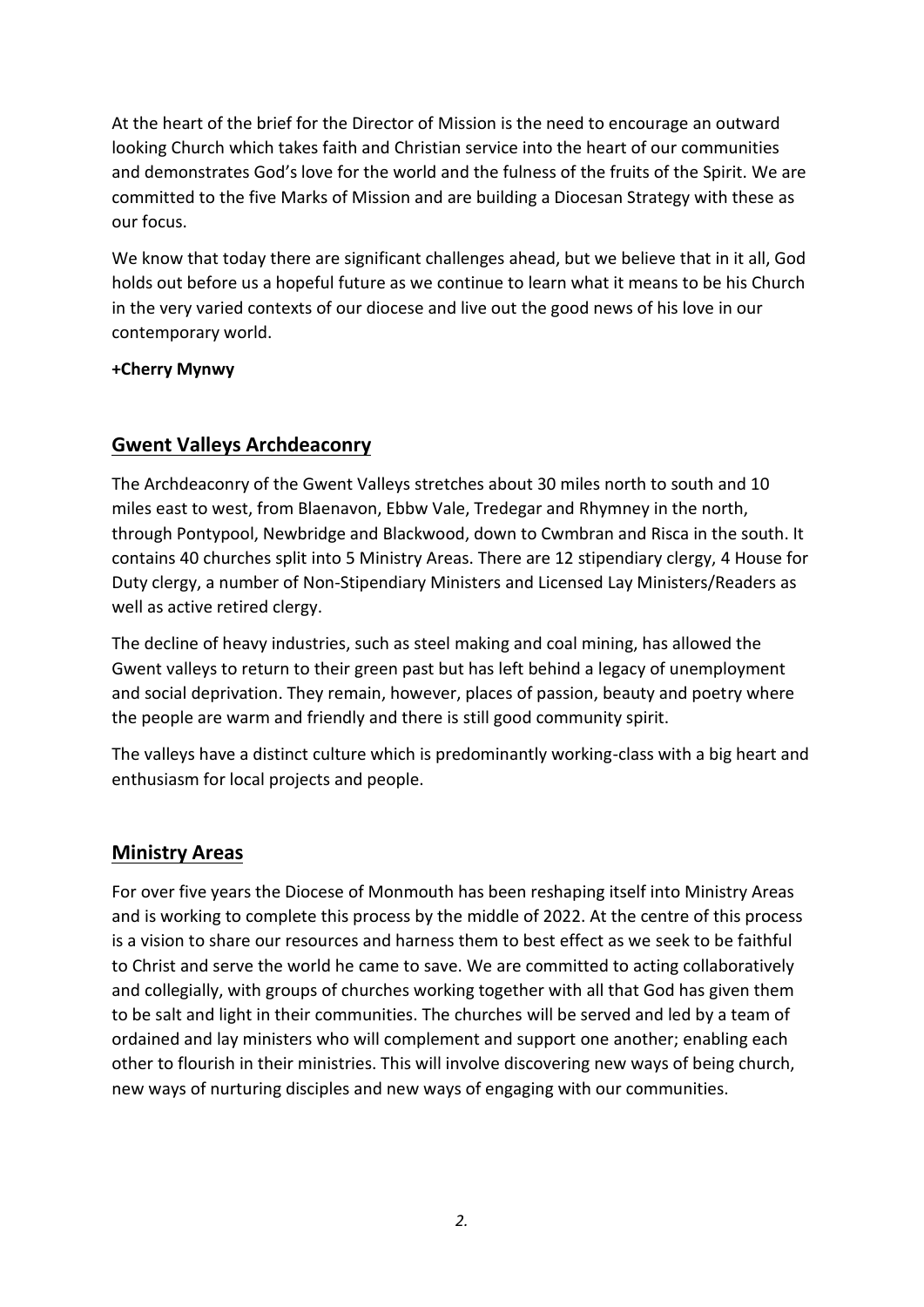At the heart of the brief for the Director of Mission is the need to encourage an outward looking Church which takes faith and Christian service into the heart of our communities and demonstrates God's love for the world and the fulness of the fruits of the Spirit. We are committed to the five Marks of Mission and are building a Diocesan Strategy with these as our focus.

We know that today there are significant challenges ahead, but we believe that in it all, God holds out before us a hopeful future as we continue to learn what it means to be his Church in the very varied contexts of our diocese and live out the good news of his love in our contemporary world.

**+Cherry Mynwy**

## Gwent Valleys Archdeaconry

The Archdeaconry of the Gwent Valleys stretches about 30 miles north to south and 10 miles east to west, from Blaenavon, Ebbw Vale, Tredegar and Rhymney in the north, through Pontypool, Newbridge and Blackwood, down to Cwmbran and Risca in the south. It contains 40 churches split into 5 Ministry Areas. There are 12 stipendiary clergy, 4 House for Duty clergy, a number of Non-Stipendiary Ministers and Licensed Lay Ministers/Readers as well as active retired clergy.

The decline of heavy industries, such as steel making and coal mining, has allowed the Gwent valleys to return to their green past but has left behind a legacy of unemployment and social deprivation. They remain, however, places of passion, beauty and poetry where the people are warm and friendly and there is still good community spirit.

The valleys have a distinct culture which is predominantly working-class with a big heart and enthusiasm for local projects and people.

## Ministry Areas

For over five years the Diocese of Monmouth has been reshaping itself into Ministry Areas and is working to complete this process by the middle of 2022. At the centre of this process is a vision to share our resources and harness them to best effect as we seek to be faithful to Christ and serve the world he came to save. We are committed to acting collaboratively and collegially, with groups of churches working together with all that God has given them to be salt and light in their communities. The churches will be served and led by a team of ordained and lay ministers who will complement and support one another; enabling each other to flourish in their ministries. This will involve discovering new ways of being church, new ways of nurturing disciples and new ways of engaging with our communities.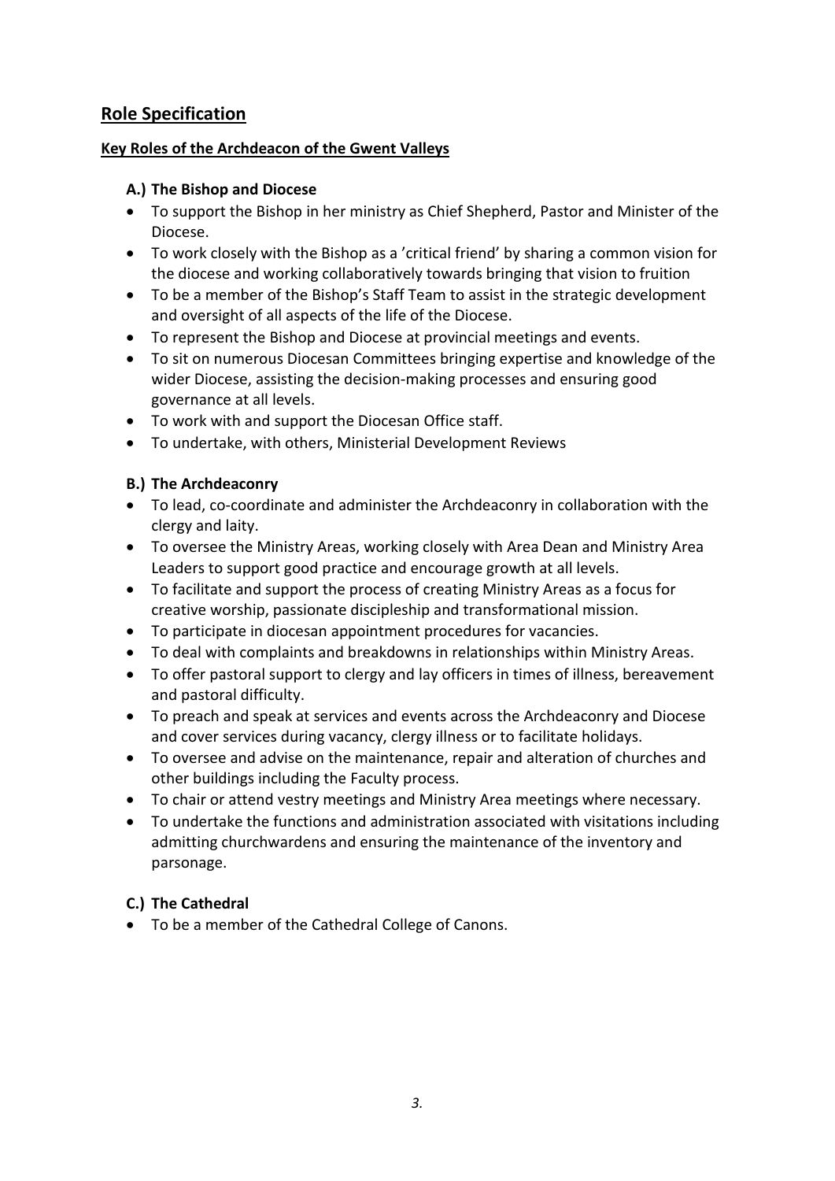## Role Specification

**Key Roles of the Archdeacon of the Gwent Valleys**

### A.) The Bishop and Diocese

- To support the Bishop in her ministry as Chief Shepherd, Pastor and Minister of the Diocese.
- To work closely with the Bishop as a 'critical friend' by sharing a common vision for the diocese and working collaboratively towards bringing that vision to fruition
- To be a member of the Bishop's Staff Team to assist in the strategic development and oversight of all aspects of the life of the Diocese.
- To represent the Bishop and Diocese at provincial meetings and events.
- To sit on numerous Diocesan Committees bringing expertise and knowledge of the wider Diocese, assisting the decision-making processes and ensuring good governance at all levels.
- To work with and support the Diocesan Office staff.
- To undertake, with others, Ministerial Development Reviews

### B.) The Archdeaconry

- To lead, co-coordinate and administer the Archdeaconry in collaboration with the clergy and laity.
- To oversee the Ministry Areas, working closely with Area Dean and Ministry Area Leaders to support good practice and encourage growth at all levels.
- To facilitate and support the process of creating Ministry Areas as a focus for creative worship, passionate discipleship and transformational mission.
- To participate in diocesan appointment procedures for vacancies.
- To deal with complaints and breakdowns in relationships within Ministry Areas.
- To offer pastoral support to clergy and lay officers in times of illness, bereavement and pastoral difficulty.
- To preach and speak at services and events across the Archdeaconry and Diocese and cover services during vacancy, clergy illness or to facilitate holidays.
- To oversee and advise on the maintenance, repair and alteration of churches and other buildings including the Faculty process.
- To chair or attend vestry meetings and Ministry Area meetings where necessary.
- To undertake the functions and administration associated with visitations including admitting churchwardens and ensuring the maintenance of the inventory and parsonage.

### C.) The Cathedral

- To be a member of the Cathedral College of Canons.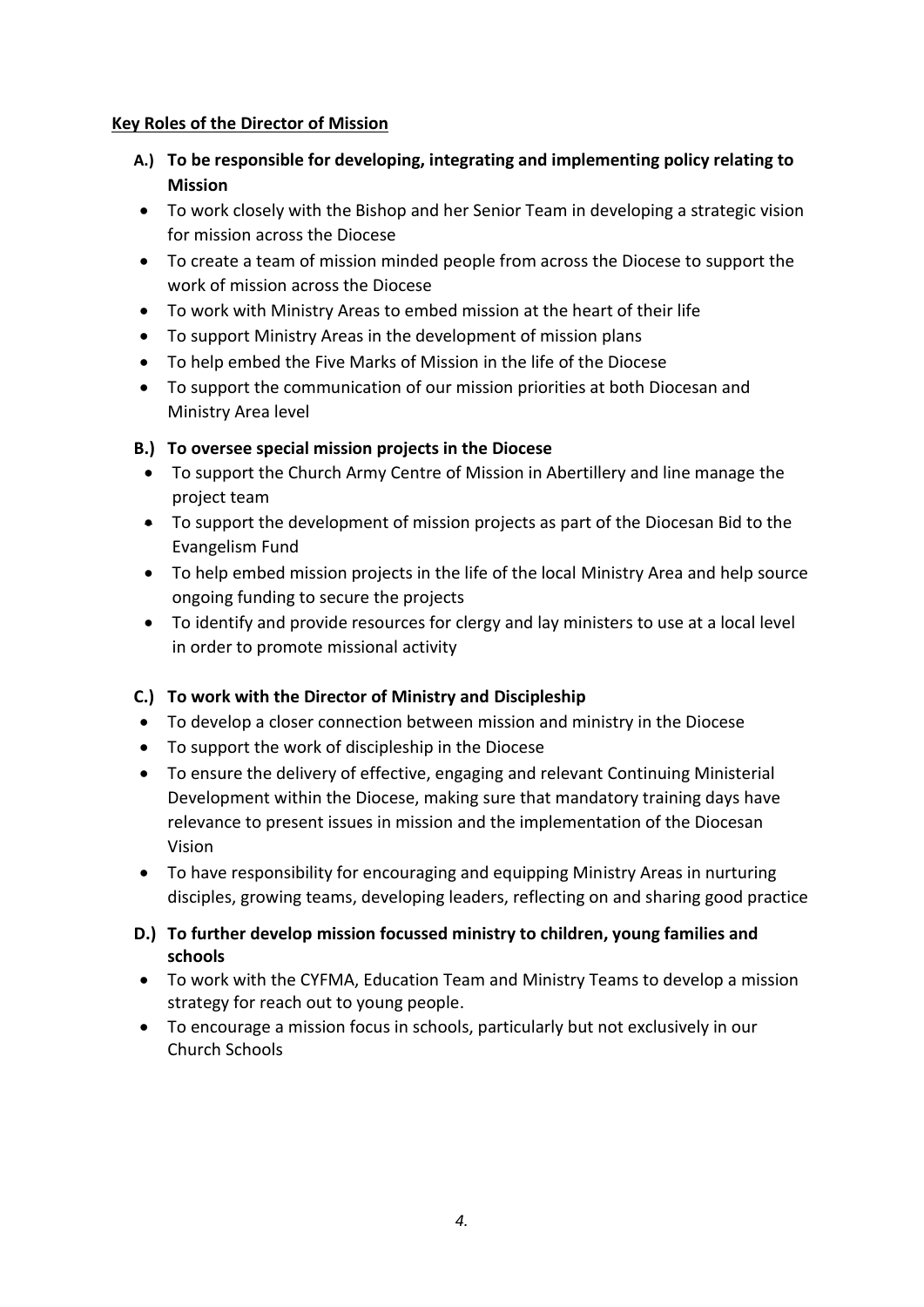**<u>Key Roles of the Director of Mission</u>**

**A.) To be responsible for developing, integrating and implementing policy relating to Mission**

- To work closely with the Bishop and her Senior Team in developing a strategic vision for mission across the Diocese
- To create a team of mission minded people from across the Diocese to support the work of mission across the Diocese
- To work with Ministry Areas to embed mission at the heart of their life
- To support Ministry Areas in the development of mission plans
- To help embed the Five Marks of Mission in the life of the Diocese
- To support the communication of our mission priorities at both Diocesan and Ministry Area level

**B.) To oversee special mission projects in the Diocese**

- To support the Church Army Centre of Mission in Abertillery and line manage the project team
- To support the development of mission projects as part of the Diocesan Bid to the Evangelism Fund
- To help embed mission projects in the life of the local Ministry Area and help source ongoing funding to secure the projects
- To identify and provide resources for clergy and lay ministers to use at a local level in order to promote missional activity

**C.) To work with the Director of Ministry and Discipleship**

- To develop a closer connection between mission and ministry in the Diocese
- To support the work of discipleship in the Diocese
- To ensure the delivery of effective, engaging and relevant Continuing Ministerial Development within the Diocese, making sure that mandatory training days have relevance to present issues in mission and the implementation of the Diocesan Vision
- To have responsibility for encouraging and equipping Ministry Areas in nurturing disciples, growing teams, developing leaders, reflecting on and sharing good practice

**D.) To further develop mission focussed ministry to children, young families and schools**

- To work with the CYFMA, Education Team and Ministry Teams to develop a mission strategy for reach out to young people.
- To encourage a mission focus in schools, particularly but not exclusively in our Church Schools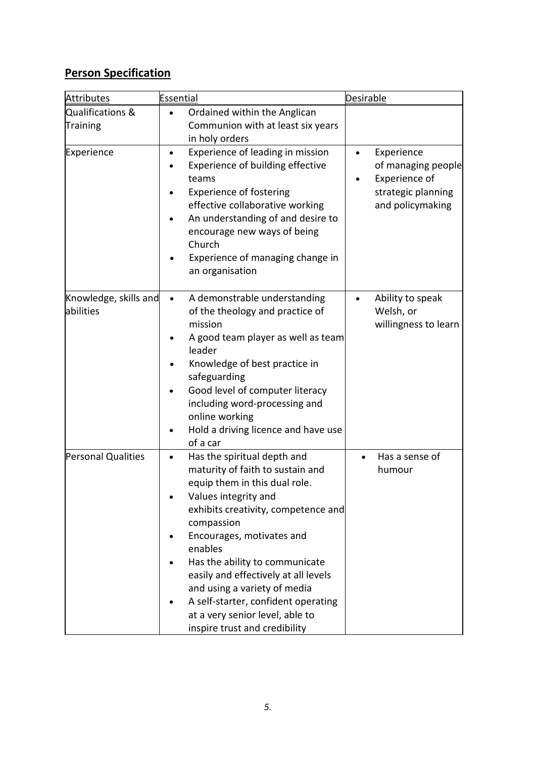## **Person Specification**

| Attributes | Essential | Desirable |
|---|---|---|
| Qualifications & Training | • Ordained within the Anglican Communion with at least six years in holy orders | |
| Experience | • Experience of leading in mission<br>• Experience of building effective teams<br>• Experience of fostering effective collaborative working<br>• An understanding of and desire to encourage new ways of being Church<br>• Experience of managing change in an organisation | • Experience of managing people<br>• Experience of strategic planning and policymaking |
| Knowledge, skills and abilities | • A demonstrable understanding of the theology and practice of mission<br>• A good team player as well as team leader<br>• Knowledge of best practice in safeguarding<br>• Good level of computer literacy including word-processing and online working<br>• Hold a driving licence and have use of a car | • Ability to speak Welsh, or willingness to learn |
| Personal Qualities | • Has the spiritual depth and maturity of faith to sustain and equip them in this dual role.<br>• Values integrity and exhibits creativity, competence and compassion<br>• Encourages, motivates and enables<br>• Has the ability to communicate easily and effectively at all levels and using a variety of media<br>• A self-starter, confident operating at a very senior level, able to inspire trust and credibility | • Has a sense of humour |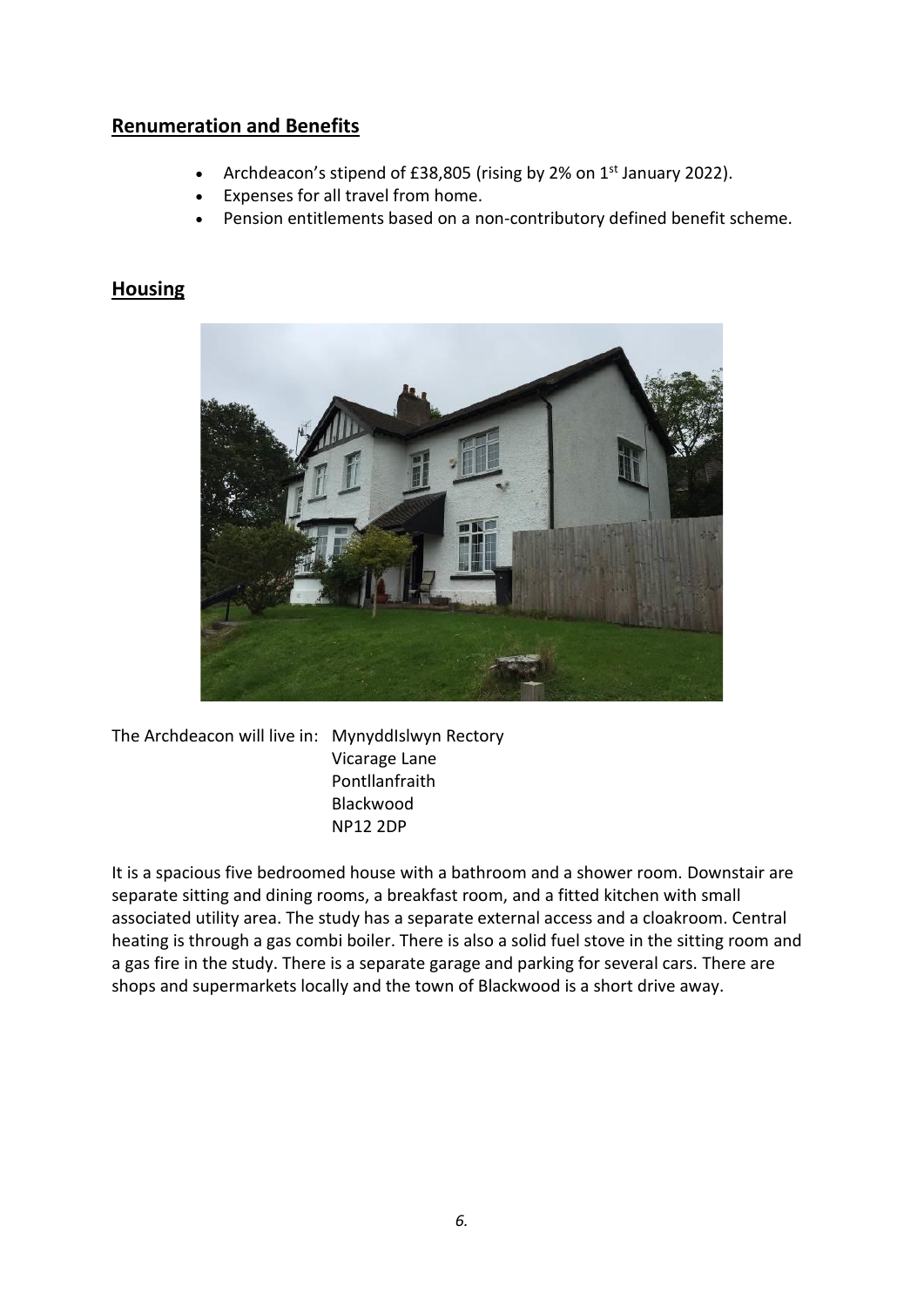## Renumeration and Benefits

- Archdeacon's stipend of £38,805 (rising by 2% on 1st January 2022).
- Expenses for all travel from home.
- Pension entitlements based on a non-contributory defined benefit scheme.

## Housing

The Archdeacon will live in: MynyddIslwyn Rectory
Vicarage Lane
Pontllanfraith
Blackwood
NP12 2DP

It is a spacious five bedroomed house with a bathroom and a shower room. Downstair are separate sitting and dining rooms, a breakfast room, and a fitted kitchen with small associated utility area. The study has a separate external access and a cloakroom. Central heating is through a gas combi boiler. There is also a solid fuel stove in the sitting room and a gas fire in the study. There is a separate garage and parking for several cars. There are shops and supermarkets locally and the town of Blackwood is a short drive away.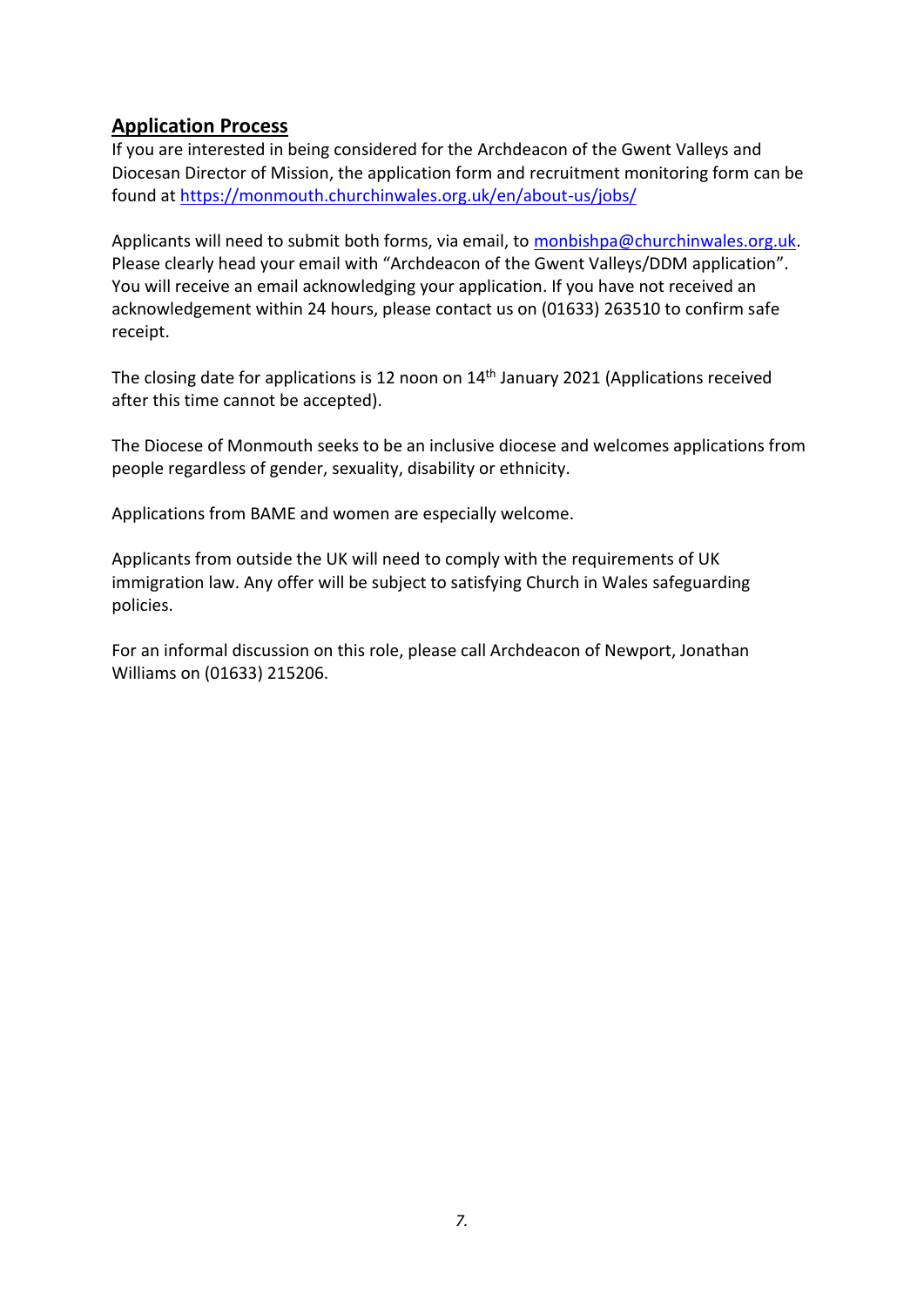## Application Process

If you are interested in being considered for the Archdeacon of the Gwent Valleys and Diocesan Director of Mission, the application form and recruitment monitoring form can be found at [https://monmouth.churchinwales.org.uk/en/about-us/jobs/](https://monmouth.churchinwales.org.uk/en/about-us/jobs/)

Applicants will need to submit both forms, via email, to [monbishpa@churchinwales.org.uk](mailto:monbishpa@churchinwales.org.uk). Please clearly head your email with "Archdeacon of the Gwent Valleys/DDM application". You will receive an email acknowledging your application. If you have not received an acknowledgement within 24 hours, please contact us on (01633) 263510 to confirm safe receipt.

The closing date for applications is 12 noon on 14th January 2021 (Applications received after this time cannot be accepted).

The Diocese of Monmouth seeks to be an inclusive diocese and welcomes applications from people regardless of gender, sexuality, disability or ethnicity.

Applications from BAME and women are especially welcome.

Applicants from outside the UK will need to comply with the requirements of UK immigration law. Any offer will be subject to satisfying Church in Wales safeguarding policies.

For an informal discussion on this role, please call Archdeacon of Newport, Jonathan Williams on (01633) 215206.